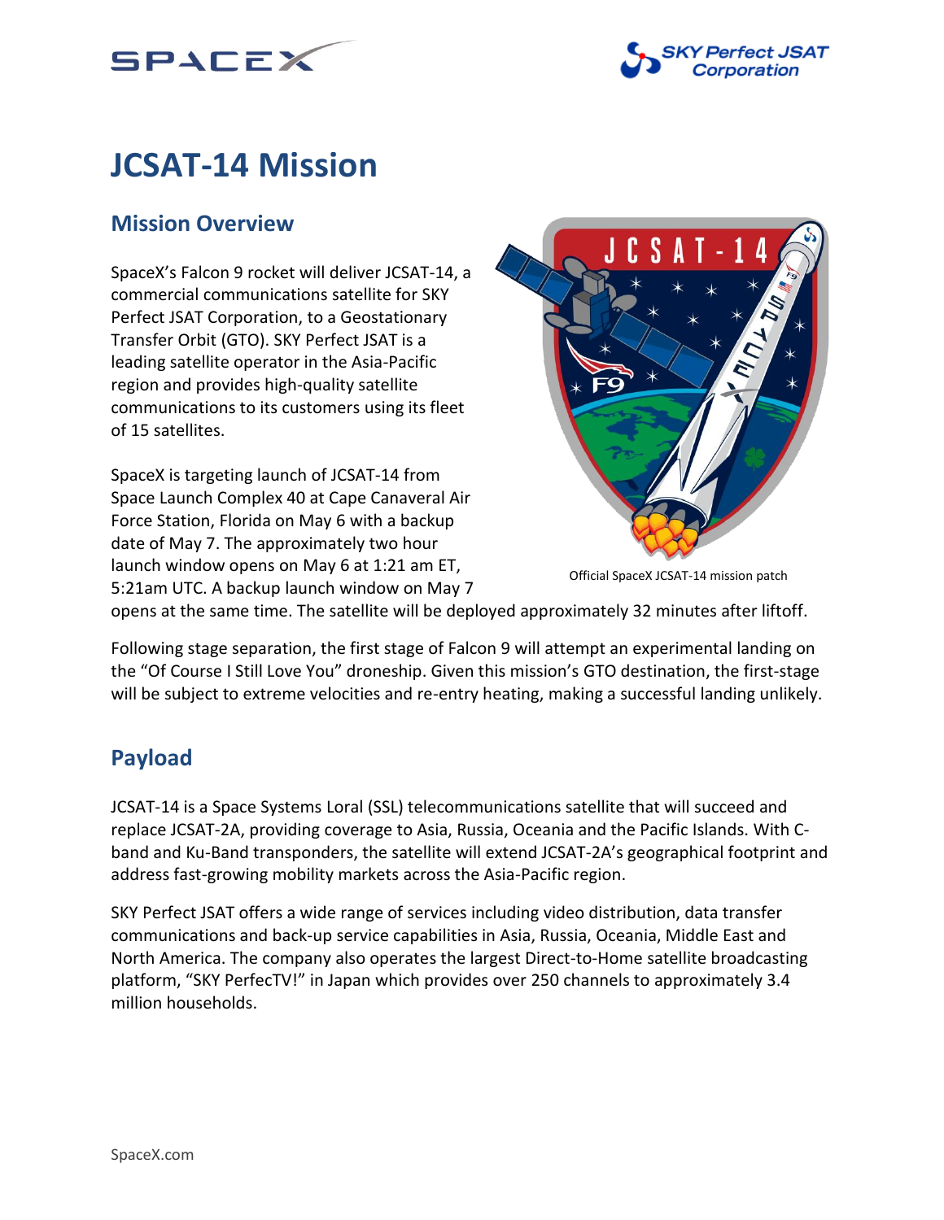# JCSAT-14 Mission

## Mission Overview

SpaceX's Falcon 9 rocket will deliver JCSAT-14, a commercial communications satellite for SKY Perfect JSAT Corporation, to a Geostationary Transfer Orbit (GTO). SKY Perfect JSAT is a leading satellite operator in the Asia-Pacific region and provides high-quality satellite communications to its customers using its fleet of 15 satellites.

SpaceX is targeting launch of JCSAT-14 from Space Launch Complex 40 at Cape Canaveral Air Force Station, Florida on May 6 with a backup date of May 7. The approximately two hour launch window opens on May 6 at 1:21 am ET, 5:21am UTC. A backup launch window on May 7 opens at the same time. The satellite will be deployed approximately 32 minutes after liftoff.

Official SpaceX JCSAT-14 mission patch

Following stage separation, the first stage of Falcon 9 will attempt an experimental landing on the "Of Course I Still Love You" droneship. Given this mission's GTO destination, the first-stage will be subject to extreme velocities and re-entry heating, making a successful landing unlikely.

## Payload

JCSAT-14 is a Space Systems Loral (SSL) telecommunications satellite that will succeed and replace JCSAT-2A, providing coverage to Asia, Russia, Oceania and the Pacific Islands. With C-band and Ku-Band transponders, the satellite will extend JCSAT-2A's geographical footprint and address fast-growing mobility markets across the Asia-Pacific region.

SKY Perfect JSAT offers a wide range of services including video distribution, data transfer communications and back-up service capabilities in Asia, Russia, Oceania, Middle East and North America. The company also operates the largest Direct-to-Home satellite broadcasting platform, "SKY PerfecTV!" in Japan which provides over 250 channels to approximately 3.4 million households.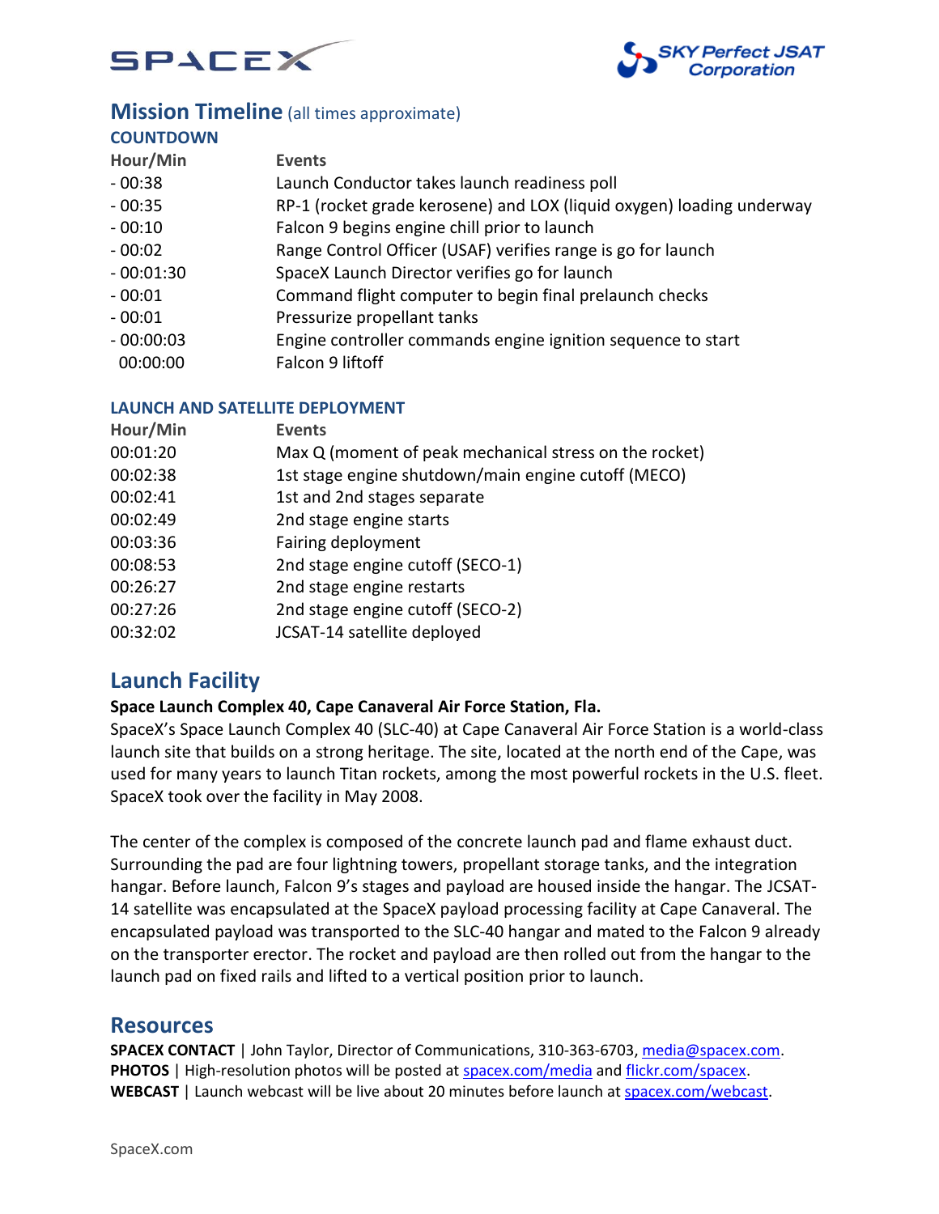## Mission Timeline (all times approximate)

### COUNTDOWN

| Hour/Min | Events |
|---|---|
| - 00:38 | Launch Conductor takes launch readiness poll |
| - 00:35 | RP-1 (rocket grade kerosene) and LOX (liquid oxygen) loading underway |
| - 00:10 | Falcon 9 begins engine chill prior to launch |
| - 00:02 | Range Control Officer (USAF) verifies range is go for launch |
| - 00:01:30 | SpaceX Launch Director verifies go for launch |
| - 00:01 | Command flight computer to begin final prelaunch checks |
| - 00:01 | Pressurize propellant tanks |
| - 00:00:03 | Engine controller commands engine ignition sequence to start |
| 00:00:00 | Falcon 9 liftoff |

### LAUNCH AND SATELLITE DEPLOYMENT

| Hour/Min | Events |
|---|---|
| 00:01:20 | Max Q (moment of peak mechanical stress on the rocket) |
| 00:02:38 | 1st stage engine shutdown/main engine cutoff (MECO) |
| 00:02:41 | 1st and 2nd stages separate |
| 00:02:49 | 2nd stage engine starts |
| 00:03:36 | Fairing deployment |
| 00:08:53 | 2nd stage engine cutoff (SECO-1) |
| 00:26:27 | 2nd stage engine restarts |
| 00:27:26 | 2nd stage engine cutoff (SECO-2) |
| 00:32:02 | JCSAT-14 satellite deployed |

## Launch Facility

**Space Launch Complex 40, Cape Canaveral Air Force Station, Fla.**

SpaceX's Space Launch Complex 40 (SLC-40) at Cape Canaveral Air Force Station is a world-class launch site that builds on a strong heritage. The site, located at the north end of the Cape, was used for many years to launch Titan rockets, among the most powerful rockets in the U.S. fleet. SpaceX took over the facility in May 2008.

The center of the complex is composed of the concrete launch pad and flame exhaust duct. Surrounding the pad are four lightning towers, propellant storage tanks, and the integration hangar. Before launch, Falcon 9's stages and payload are housed inside the hangar. The JCSAT-14 satellite was encapsulated at the SpaceX payload processing facility at Cape Canaveral. The encapsulated payload was transported to the SLC-40 hangar and mated to the Falcon 9 already on the transporter erector. The rocket and payload are then rolled out from the hangar to the launch pad on fixed rails and lifted to a vertical position prior to launch.

## Resources

**SPACEX CONTACT** | John Taylor, Director of Communications, 310-363-6703, media@spacex.com.
**PHOTOS** | High-resolution photos will be posted at spacex.com/media and flickr.com/spacex.
**WEBCAST** | Launch webcast will be live about 20 minutes before launch at spacex.com/webcast.